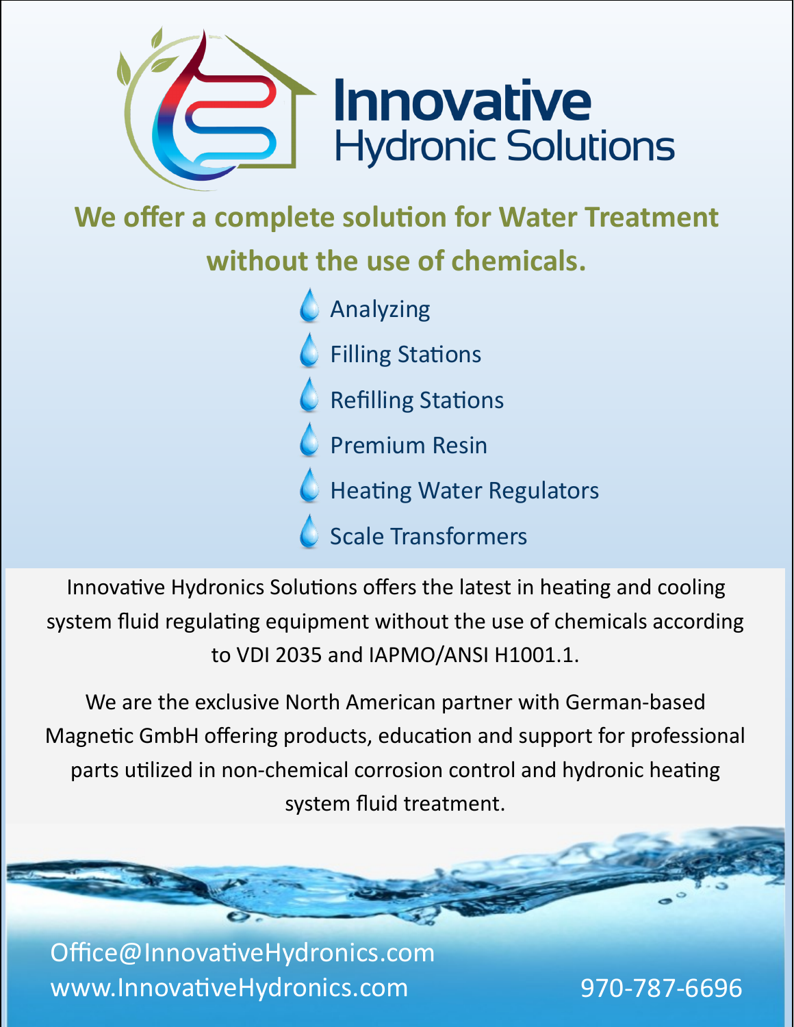# Innovative Hydronic Solutions

## We offer a complete solution for Water Treatment without the use of chemicals.

- Analyzing
- Filling Stations
- Refilling Stations
- Premium Resin
- Heating Water Regulators
- Scale Transformers

Innovative Hydronics Solutions offers the latest in heating and cooling system fluid regulating equipment without the use of chemicals according to VDI 2035 and IAPMO/ANSI H1001.1.

We are the exclusive North American partner with German-based Magnetic GmbH offering products, education and support for professional parts utilized in non-chemical corrosion control and hydronic heating system fluid treatment.

Office@InnovativeHydronics.com
www.InnovativeHydronics.com

970-787-6696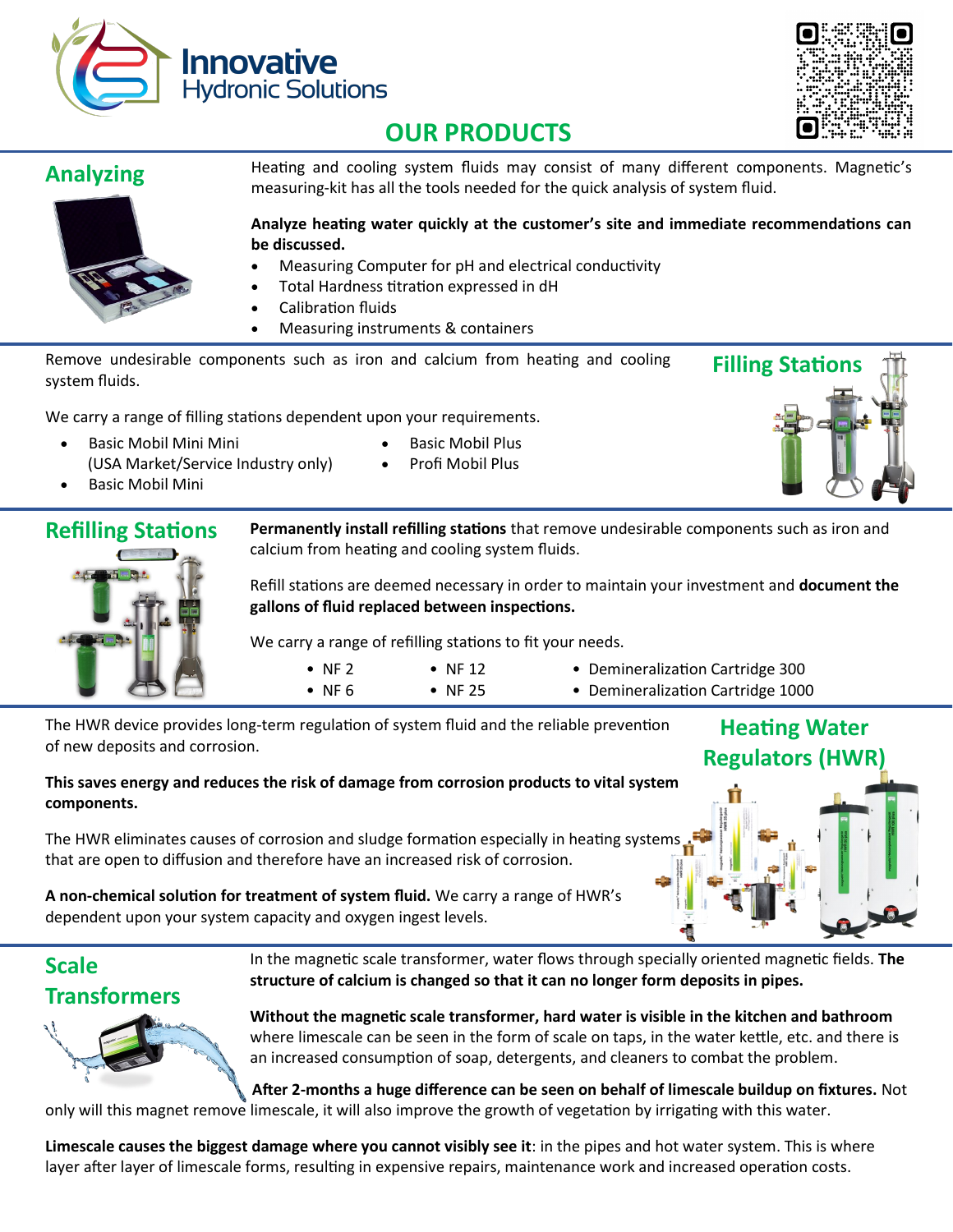# Innovative Hydronic Solutions

## OUR PRODUCTS

## Analyzing

Heating and cooling system fluids may consist of many different components. Magnetic's measuring-kit has all the tools needed for the quick analysis of system fluid.

**Analyze heating water quickly at the customer's site and immediate recommendations can be discussed.**

- Measuring Computer for pH and electrical conductivity
- Total Hardness titration expressed in dH
- Calibration fluids
- Measuring instruments & containers

## Filling Stations

Remove undesirable components such as iron and calcium from heating and cooling system fluids.

We carry a range of filling stations dependent upon your requirements.

- Basic Mobil Mini Mini (USA Market/Service Industry only)
- Basic Mobil Mini
- Basic Mobil Plus
- Profi Mobil Plus

## Refilling Stations

**Permanently install refilling stations** that remove undesirable components such as iron and calcium from heating and cooling system fluids.

Refill stations are deemed necessary in order to maintain your investment and **document the gallons of fluid replaced between inspections.**

We carry a range of refilling stations to fit your needs.

- NF 2
- NF 6
- NF 12
- NF 25
- Demineralization Cartridge 300
- Demineralization Cartridge 1000

## Heating Water Regulators (HWR)

The HWR device provides long-term regulation of system fluid and the reliable prevention of new deposits and corrosion.

**This saves energy and reduces the risk of damage from corrosion products to vital system components.**

The HWR eliminates causes of corrosion and sludge formation especially in heating systems that are open to diffusion and therefore have an increased risk of corrosion.

**A non-chemical solution for treatment of system fluid.** We carry a range of HWR's dependent upon your system capacity and oxygen ingest levels.

## Scale Transformers

In the magnetic scale transformer, water flows through specially oriented magnetic fields. **The structure of calcium is changed so that it can no longer form deposits in pipes.**

**Without the magnetic scale transformer, hard water is visible in the kitchen and bathroom** where limescale can be seen in the form of scale on taps, in the water kettle, etc. and there is an increased consumption of soap, detergents, and cleaners to combat the problem.

**After 2-months a huge difference can be seen on behalf of limescale buildup on fixtures.** Not only will this magnet remove limescale, it will also improve the growth of vegetation by irrigating with this water.

**Limescale causes the biggest damage where you cannot visibly see it**: in the pipes and hot water system. This is where layer after layer of limescale forms, resulting in expensive repairs, maintenance work and increased operation costs.